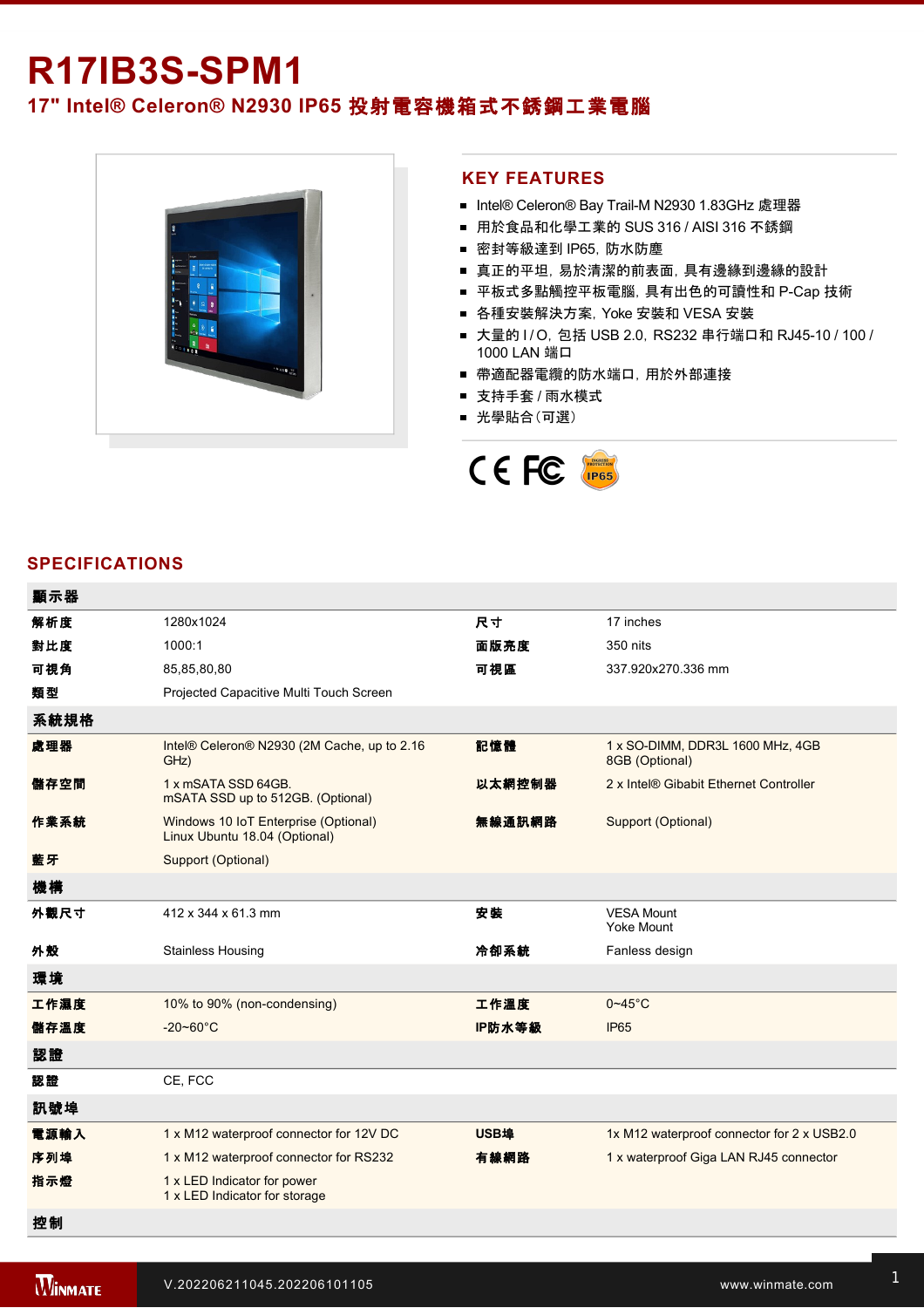# R17IB3S-SPM1

## 17" Intel® Celeron® N2930 IP65 投射電容機箱式不銹鋼工業電腦

## KEY FEATURES

- Intel® Celeron® Bay Trail-M N2930 1.83GHz 處理器
- 用於食品和化學工業的 SUS 316 / AISI 316 不銹鋼
- 密封等級達到 IP65, 防水防塵
- 真正的平坦，易於清潔的前表面，具有邊緣到邊緣的設計
- 平板式多點觸控平板電腦，具有出色的可讀性和 P-Cap 技術
- 各種安裝解決方案，Yoke 安裝和 VESA 安裝
- 大量的 I / O，包括 USB 2.0，RS232 串行端口和 RJ45-10 / 100 / 1000 LAN 端口
- 帶適配器電纜的防水端口，用於外部連接
- 支持手套 / 雨水模式
- 光學貼合（可選）

## SPECIFICATIONS

| | | | |
|---|---|---|---|
| **顯示器** | | | |
| **解析度** | 1280x1024 | **尺寸** | 17 inches |
| **對比度** | 1000:1 | **面版亮度** | 350 nits |
| **可視角** | 85,85,80,80 | **可視區** | 337.920x270.336 mm |
| **類型** | Projected Capacitive Multi Touch Screen | | |
| **系統規格** | | | |
| **處理器** | Intel® Celeron® N2930 (2M Cache, up to 2.16 GHz) | **記憶體** | 1 x SO-DIMM, DDR3L 1600 MHz, 4GB<br>8GB (Optional) |
| **儲存空間** | 1 x mSATA SSD 64GB.<br>mSATA SSD up to 512GB. (Optional) | **以太網控制器** | 2 x Intel® Gibabit Ethernet Controller |
| **作業系統** | Windows 10 IoT Enterprise (Optional)<br>Linux Ubuntu 18.04 (Optional) | **無線通訊網路** | Support (Optional) |
| **藍牙** | Support (Optional) | | |
| **機構** | | | |
| **外觀尺寸** | 412 x 344 x 61.3 mm | **安裝** | VESA Mount<br>Yoke Mount |
| **外殼** | Stainless Housing | **冷卻系統** | Fanless design |
| **環境** | | | |
| **工作濕度** | 10% to 90% (non-condensing) | **工作溫度** | 0~45°C |
| **儲存溫度** | -20~60°C | **IP防水等級** | IP65 |
| **認證** | | | |
| **認證** | CE, FCC | | |
| **訊號埠** | | | |
| **電源輸入** | 1 x M12 waterproof connector for 12V DC | **USB埠** | 1x M12 waterproof connector for 2 x USB2.0 |
| **序列埠** | 1 x M12 waterproof connector for RS232 | **有線網路** | 1 x waterproof Giga LAN RJ45 connector |
| **指示燈** | 1 x LED Indicator for power<br>1 x LED Indicator for storage | | |
| **控制** | | | |

V.202206211045.202206101105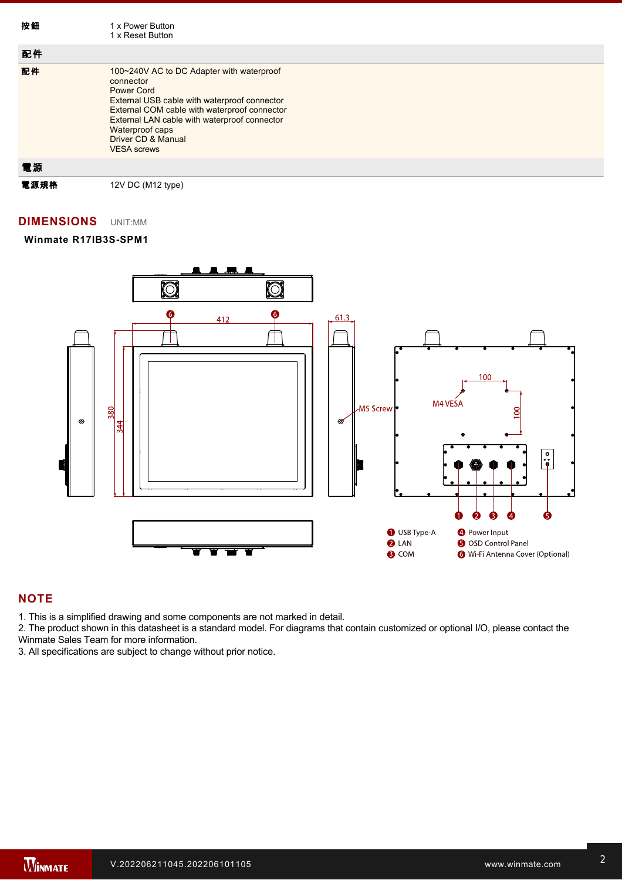| | |
|---|---|
| 按鈕 | 1 x Power Button<br>1 x Reset Button |
| **配件** | |
| 配件 | 100~240V AC to DC Adapter with waterproof connector<br>Power Cord<br>External USB cable with waterproof connector<br>External COM cable with waterproof connector<br>External LAN cable with waterproof connector<br>Waterproof caps<br>Driver CD & Manual<br>VESA screws |
| **電源** | |
| 電源規格 | 12V DC (M12 type) |

## DIMENSIONS UNIT:MM

**Winmate R17IB3S-SPM1**

412

61.3

380

344

M5 Screw

100

M4 VESA

100

1 USB Type-A
2 LAN
3 COM
4 Power Input
5 OSD Control Panel
6 Wi-Fi Antenna Cover (Optional)

## NOTE

1. This is a simplified drawing and some components are not marked in detail.
2. The product shown in this datasheet is a standard model. For diagrams that contain customized or optional I/O, please contact the Winmate Sales Team for more information.
3. All specifications are subject to change without prior notice.